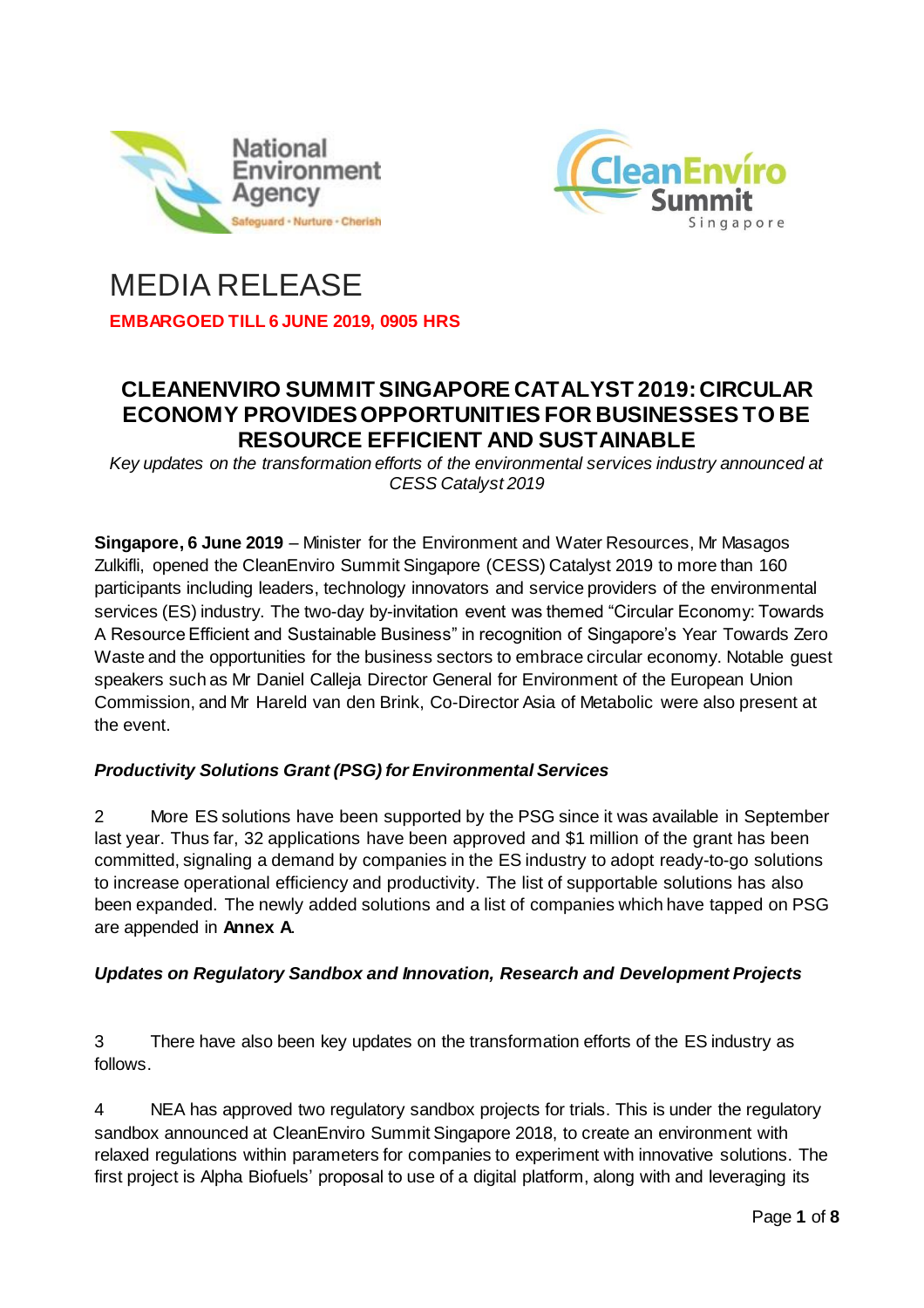# MEDIA RELEASE

**EMBARGOED TILL 6 JUNE 2019, 0905 HRS**

## CLEANENVIRO SUMMIT SINGAPORE CATALYST 2019: CIRCULAR ECONOMY PROVIDES OPPORTUNITIES FOR BUSINESSES TO BE RESOURCE EFFICIENT AND SUSTAINABLE

*Key updates on the transformation efforts of the environmental services industry announced at CESS Catalyst 2019*

**Singapore, 6 June 2019** – Minister for the Environment and Water Resources, Mr Masagos Zulkifli, opened the CleanEnviro Summit Singapore (CESS) Catalyst 2019 to more than 160 participants including leaders, technology innovators and service providers of the environmental services (ES) industry. The two-day by-invitation event was themed "Circular Economy: Towards A Resource Efficient and Sustainable Business" in recognition of Singapore's Year Towards Zero Waste and the opportunities for the business sectors to embrace circular economy. Notable guest speakers such as Mr Daniel Calleja Director General for Environment of the European Union Commission, and Mr Hareld van den Brink, Co-Director Asia of Metabolic were also present at the event.

### *Productivity Solutions Grant (PSG) for Environmental Services*

2 More ES solutions have been supported by the PSG since it was available in September last year. Thus far, 32 applications have been approved and $1 million of the grant has been committed, signaling a demand by companies in the ES industry to adopt ready-to-go solutions to increase operational efficiency and productivity. The list of supportable solutions has also been expanded. The newly added solutions and a list of companies which have tapped on PSG are appended in **Annex A**.

### *Updates on Regulatory Sandbox and Innovation, Research and Development Projects*

3 There have also been key updates on the transformation efforts of the ES industry as follows.

4 NEA has approved two regulatory sandbox projects for trials. This is under the regulatory sandbox announced at CleanEnviro Summit Singapore 2018, to create an environment with relaxed regulations within parameters for companies to experiment with innovative solutions. The first project is Alpha Biofuels' proposal to use of a digital platform, along with and leveraging its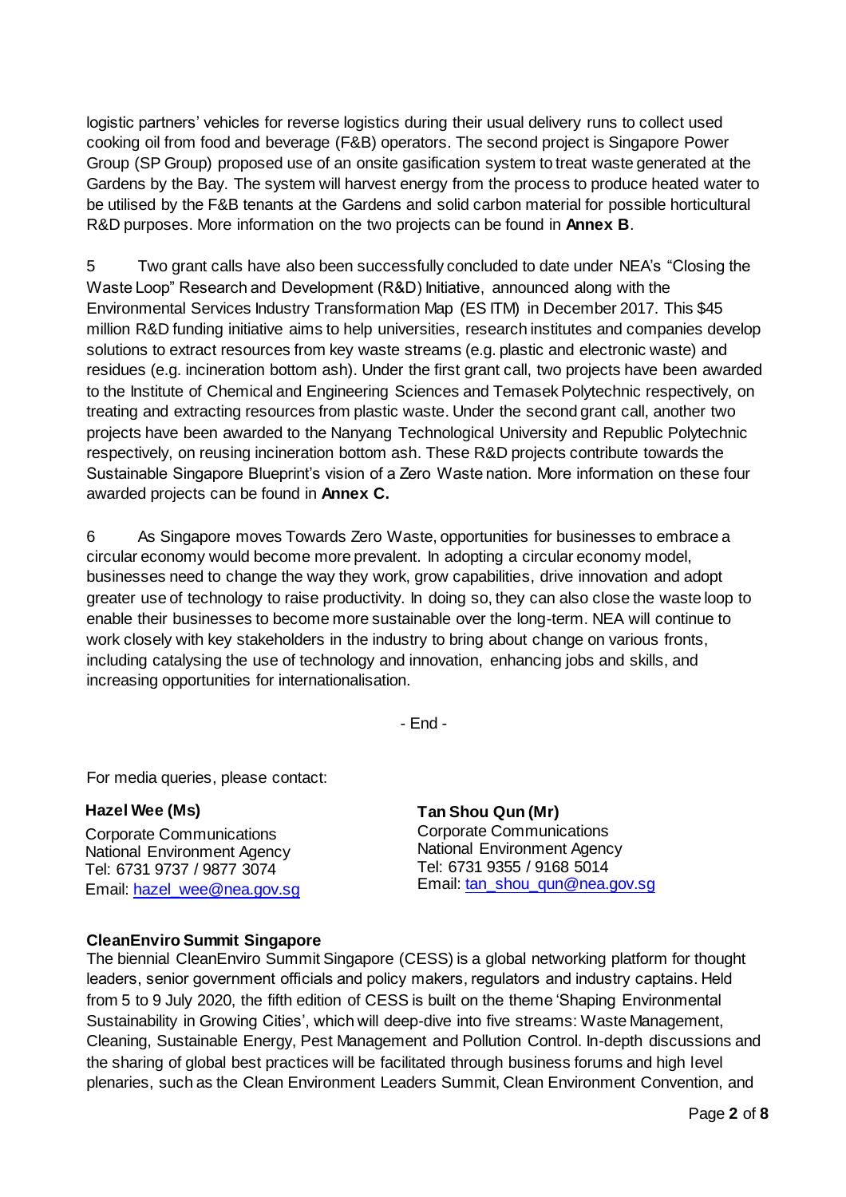logistic partners' vehicles for reverse logistics during their usual delivery runs to collect used cooking oil from food and beverage (F&B) operators. The second project is Singapore Power Group (SP Group) proposed use of an onsite gasification system to treat waste generated at the Gardens by the Bay. The system will harvest energy from the process to produce heated water to be utilised by the F&B tenants at the Gardens and solid carbon material for possible horticultural R&D purposes. More information on the two projects can be found in **Annex B**.

5 Two grant calls have also been successfully concluded to date under NEA's "Closing the Waste Loop" Research and Development (R&D) Initiative, announced along with the Environmental Services Industry Transformation Map (ES ITM) in December 2017. This $45 million R&D funding initiative aims to help universities, research institutes and companies develop solutions to extract resources from key waste streams (e.g. plastic and electronic waste) and residues (e.g. incineration bottom ash). Under the first grant call, two projects have been awarded to the Institute of Chemical and Engineering Sciences and Temasek Polytechnic respectively, on treating and extracting resources from plastic waste. Under the second grant call, another two projects have been awarded to the Nanyang Technological University and Republic Polytechnic respectively, on reusing incineration bottom ash. These R&D projects contribute towards the Sustainable Singapore Blueprint's vision of a Zero Waste nation. More information on these four awarded projects can be found in **Annex C.**

6 As Singapore moves Towards Zero Waste, opportunities for businesses to embrace a circular economy would become more prevalent. In adopting a circular economy model, businesses need to change the way they work, grow capabilities, drive innovation and adopt greater use of technology to raise productivity. In doing so, they can also close the waste loop to enable their businesses to become more sustainable over the long-term. NEA will continue to work closely with key stakeholders in the industry to bring about change on various fronts, including catalysing the use of technology and innovation, enhancing jobs and skills, and increasing opportunities for internationalisation.

- End -

For media queries, please contact:

**Hazel Wee (Ms)**
Corporate Communications
National Environment Agency
Tel: 6731 9737 / 9877 3074
Email: hazel_wee@nea.gov.sg

**Tan Shou Qun (Mr)**
Corporate Communications
National Environment Agency
Tel: 6731 9355 / 9168 5014
Email: tan_shou_qun@nea.gov.sg

**CleanEnviro Summit Singapore**

The biennial CleanEnviro Summit Singapore (CESS) is a global networking platform for thought leaders, senior government officials and policy makers, regulators and industry captains. Held from 5 to 9 July 2020, the fifth edition of CESS is built on the theme 'Shaping Environmental Sustainability in Growing Cities', which will deep-dive into five streams: Waste Management, Cleaning, Sustainable Energy, Pest Management and Pollution Control. In-depth discussions and the sharing of global best practices will be facilitated through business forums and high level plenaries, such as the Clean Environment Leaders Summit, Clean Environment Convention, and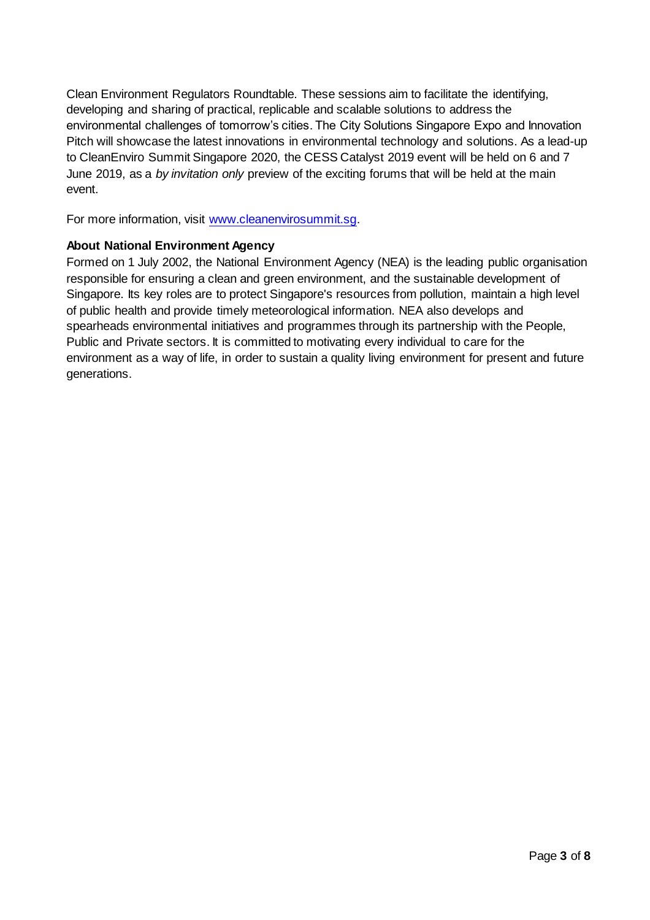Clean Environment Regulators Roundtable. These sessions aim to facilitate the identifying, developing and sharing of practical, replicable and scalable solutions to address the environmental challenges of tomorrow's cities. The City Solutions Singapore Expo and Innovation Pitch will showcase the latest innovations in environmental technology and solutions. As a lead-up to CleanEnviro Summit Singapore 2020, the CESS Catalyst 2019 event will be held on 6 and 7 June 2019, as a *by invitation only* preview of the exciting forums that will be held at the main event.

For more information, visit [www.cleanenvirosummit.sg](http://www.cleanenvirosummit.sg).

**About National Environment Agency**

Formed on 1 July 2002, the National Environment Agency (NEA) is the leading public organisation responsible for ensuring a clean and green environment, and the sustainable development of Singapore. Its key roles are to protect Singapore's resources from pollution, maintain a high level of public health and provide timely meteorological information. NEA also develops and spearheads environmental initiatives and programmes through its partnership with the People, Public and Private sectors. It is committed to motivating every individual to care for the environment as a way of life, in order to sustain a quality living environment for present and future generations.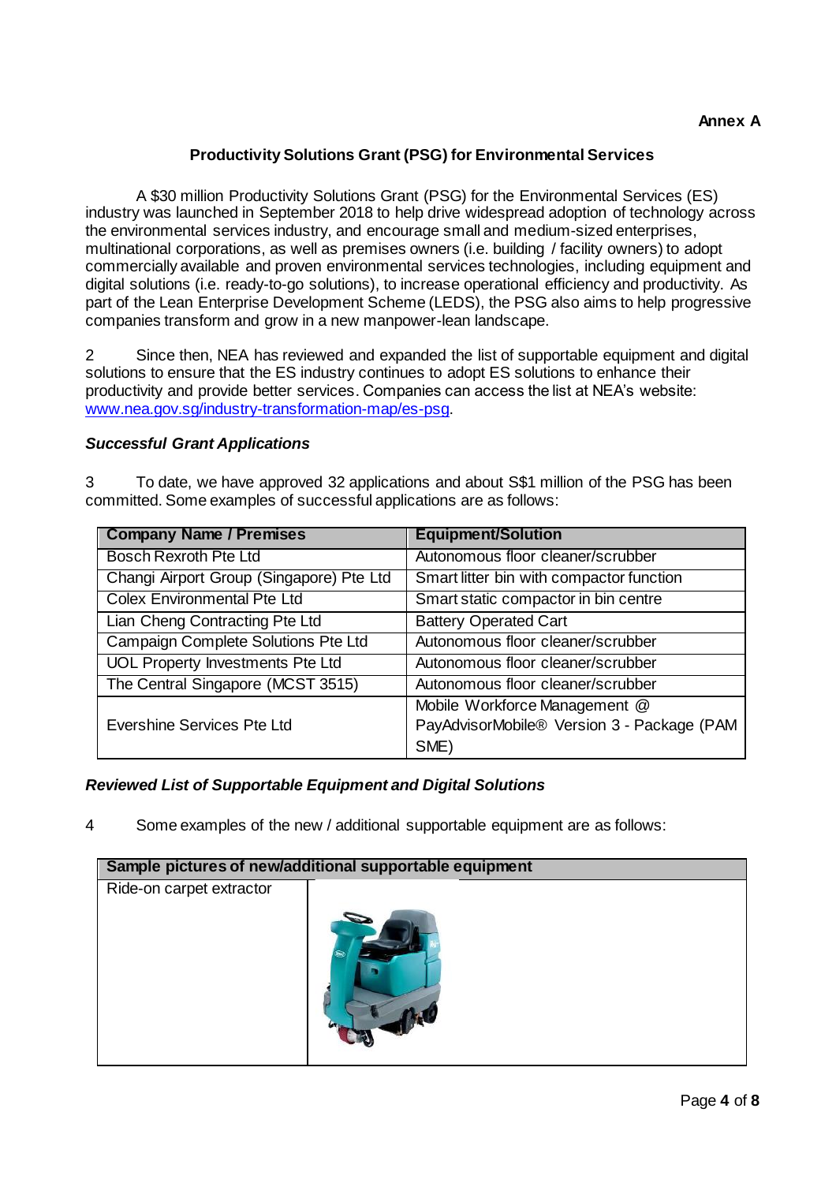**Annex A**

## Productivity Solutions Grant (PSG) for Environmental Services

A $30 million Productivity Solutions Grant (PSG) for the Environmental Services (ES) industry was launched in September 2018 to help drive widespread adoption of technology across the environmental services industry, and encourage small and medium-sized enterprises, multinational corporations, as well as premises owners (i.e. building / facility owners) to adopt commercially available and proven environmental services technologies, including equipment and digital solutions (i.e. ready-to-go solutions), to increase operational efficiency and productivity. As part of the Lean Enterprise Development Scheme (LEDS), the PSG also aims to help progressive companies transform and grow in a new manpower-lean landscape.

2 Since then, NEA has reviewed and expanded the list of supportable equipment and digital solutions to ensure that the ES industry continues to adopt ES solutions to enhance their productivity and provide better services. Companies can access the list at NEA's website: [www.nea.gov.sg/industry-transformation-map/es-psg](www.nea.gov.sg/industry-transformation-map/es-psg).

### *Successful Grant Applications*

3 To date, we have approved 32 applications and about S$1 million of the PSG has been committed. Some examples of successful applications are as follows:

| Company Name / Premises | Equipment/Solution |
|---|---|
| Bosch Rexroth Pte Ltd | Autonomous floor cleaner/scrubber |
| Changi Airport Group (Singapore) Pte Ltd | Smart litter bin with compactor function |
| Colex Environmental Pte Ltd | Smart static compactor in bin centre |
| Lian Cheng Contracting Pte Ltd | Battery Operated Cart |
| Campaign Complete Solutions Pte Ltd | Autonomous floor cleaner/scrubber |
| UOL Property Investments Pte Ltd | Autonomous floor cleaner/scrubber |
| The Central Singapore (MCST 3515) | Autonomous floor cleaner/scrubber |
| Evershine Services Pte Ltd | Mobile Workforce Management @ PayAdvisorMobile® Version 3 - Package (PAM SME) |

### *Reviewed List of Supportable Equipment and Digital Solutions*

4 Some examples of the new / additional supportable equipment are as follows:

| Sample pictures of new/additional supportable equipment | |
|---|---|
| Ride-on carpet extractor | |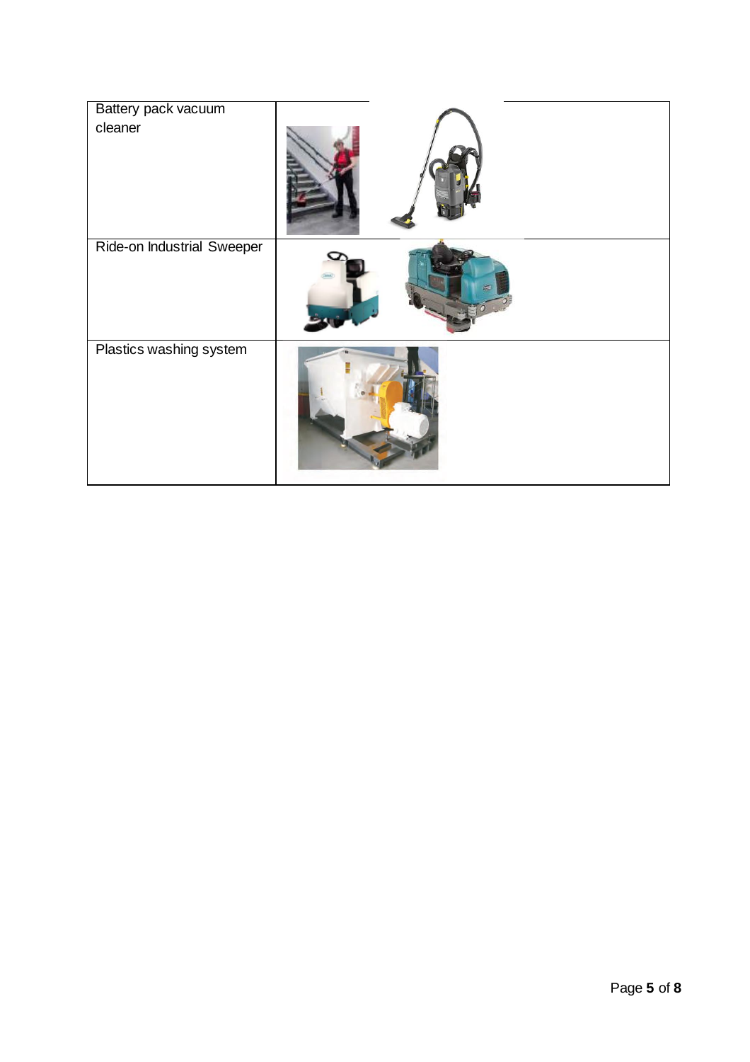| | |
|---|---|
| Battery pack vacuum cleaner | |
| Ride-on Industrial Sweeper | |
| Plastics washing system | |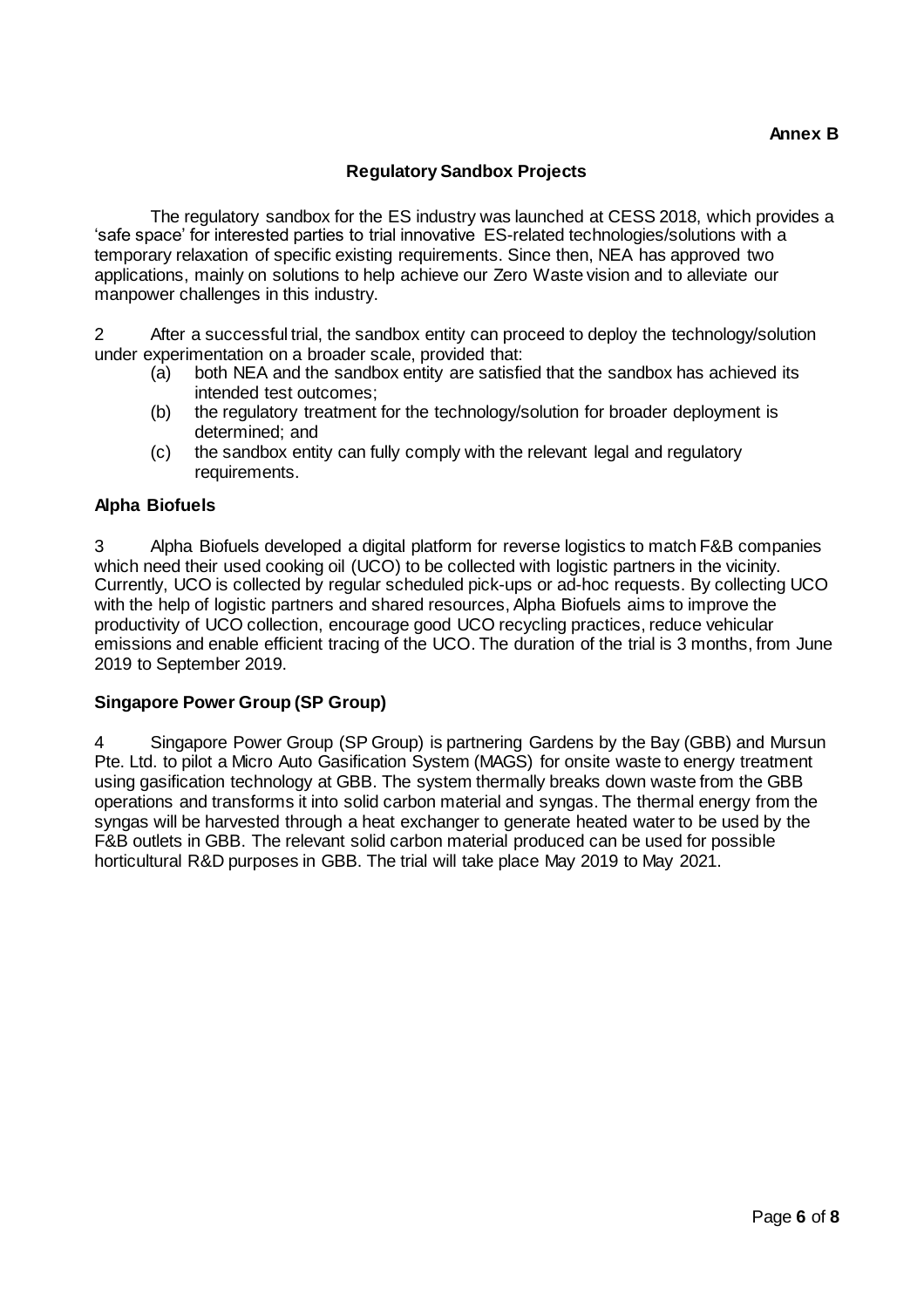**Annex B**

## Regulatory Sandbox Projects

The regulatory sandbox for the ES industry was launched at CESS 2018, which provides a 'safe space' for interested parties to trial innovative ES-related technologies/solutions with a temporary relaxation of specific existing requirements. Since then, NEA has approved two applications, mainly on solutions to help achieve our Zero Waste vision and to alleviate our manpower challenges in this industry.

2 After a successful trial, the sandbox entity can proceed to deploy the technology/solution under experimentation on a broader scale, provided that:

- (a) both NEA and the sandbox entity are satisfied that the sandbox has achieved its intended test outcomes;
- (b) the regulatory treatment for the technology/solution for broader deployment is determined; and
- (c) the sandbox entity can fully comply with the relevant legal and regulatory requirements.

### Alpha Biofuels

3 Alpha Biofuels developed a digital platform for reverse logistics to match F&B companies which need their used cooking oil (UCO) to be collected with logistic partners in the vicinity. Currently, UCO is collected by regular scheduled pick-ups or ad-hoc requests. By collecting UCO with the help of logistic partners and shared resources, Alpha Biofuels aims to improve the productivity of UCO collection, encourage good UCO recycling practices, reduce vehicular emissions and enable efficient tracing of the UCO. The duration of the trial is 3 months, from June 2019 to September 2019.

### Singapore Power Group (SP Group)

4 Singapore Power Group (SP Group) is partnering Gardens by the Bay (GBB) and Mursun Pte. Ltd. to pilot a Micro Auto Gasification System (MAGS) for onsite waste to energy treatment using gasification technology at GBB. The system thermally breaks down waste from the GBB operations and transforms it into solid carbon material and syngas. The thermal energy from the syngas will be harvested through a heat exchanger to generate heated water to be used by the F&B outlets in GBB. The relevant solid carbon material produced can be used for possible horticultural R&D purposes in GBB. The trial will take place May 2019 to May 2021.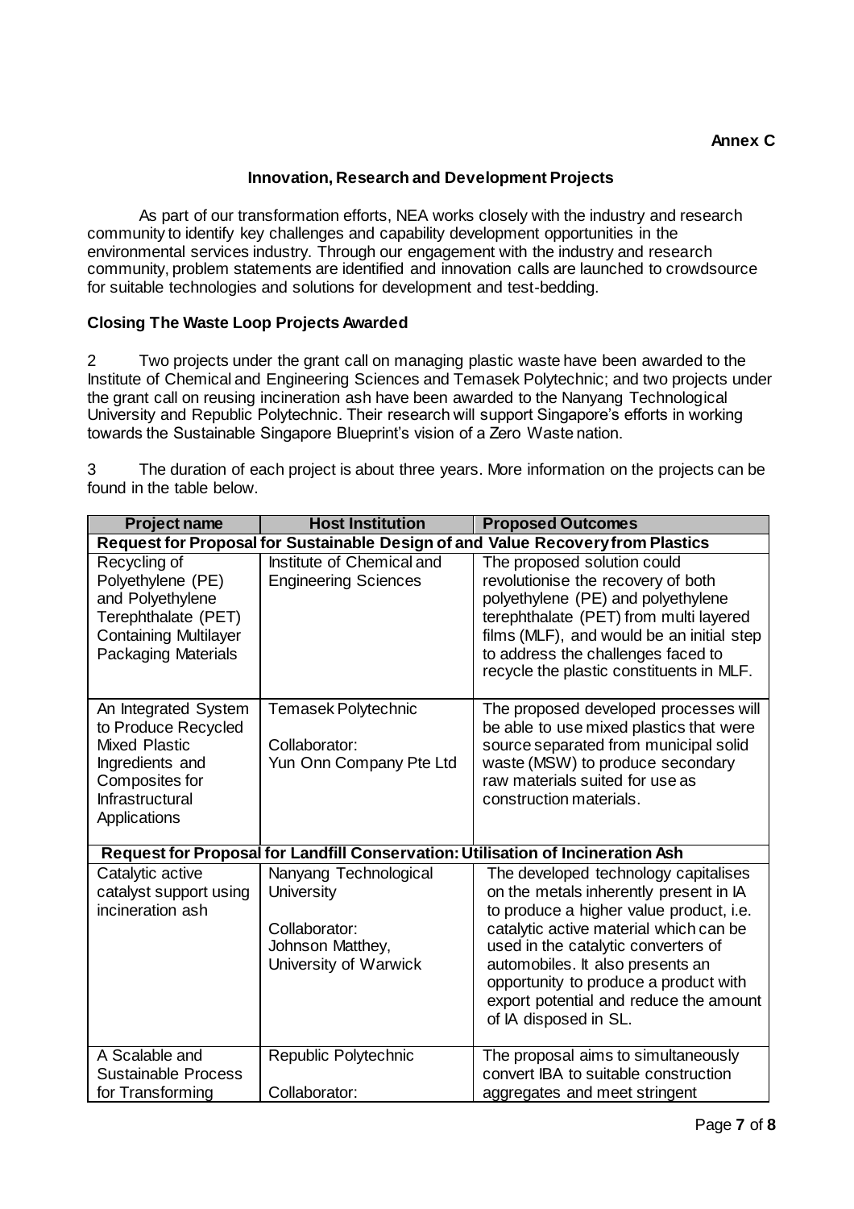**Annex C**

## Innovation, Research and Development Projects

As part of our transformation efforts, NEA works closely with the industry and research community to identify key challenges and capability development opportunities in the environmental services industry. Through our engagement with the industry and research community, problem statements are identified and innovation calls are launched to crowdsource for suitable technologies and solutions for development and test-bedding.

### Closing The Waste Loop Projects Awarded

2 Two projects under the grant call on managing plastic waste have been awarded to the Institute of Chemical and Engineering Sciences and Temasek Polytechnic; and two projects under the grant call on reusing incineration ash have been awarded to the Nanyang Technological University and Republic Polytechnic. Their research will support Singapore's efforts in working towards the Sustainable Singapore Blueprint's vision of a Zero Waste nation.

3 The duration of each project is about three years. More information on the projects can be found in the table below.

| Project name | Host Institution | Proposed Outcomes |
|---|---|---|
| **Request for Proposal for Sustainable Design of and Value Recovery from Plastics** | | |
| Recycling of Polyethylene (PE) and Polyethylene Terephthalate (PET) Containing Multilayer Packaging Materials | Institute of Chemical and Engineering Sciences | The proposed solution could revolutionise the recovery of both polyethylene (PE) and polyethylene terephthalate (PET) from multi layered films (MLF), and would be an initial step to address the challenges faced to recycle the plastic constituents in MLF. |
| An Integrated System to Produce Recycled Mixed Plastic Ingredients and Composites for Infrastructural Applications | Temasek Polytechnic<br><br>Collaborator:<br>Yun Onn Company Pte Ltd | The proposed developed processes will be able to use mixed plastics that were source separated from municipal solid waste (MSW) to produce secondary raw materials suited for use as construction materials. |
| **Request for Proposal for Landfill Conservation: Utilisation of Incineration Ash** | | |
| Catalytic active catalyst support using incineration ash | Nanyang Technological University<br><br>Collaborator:<br>Johnson Matthey, University of Warwick | The developed technology capitalises on the metals inherently present in IA to produce a higher value product, i.e. catalytic active material which can be used in the catalytic converters of automobiles. It also presents an opportunity to produce a product with export potential and reduce the amount of IA disposed in SL. |
| A Scalable and Sustainable Process for Transforming | Republic Polytechnic<br><br>Collaborator: | The proposal aims to simultaneously convert IBA to suitable construction aggregates and meet stringent |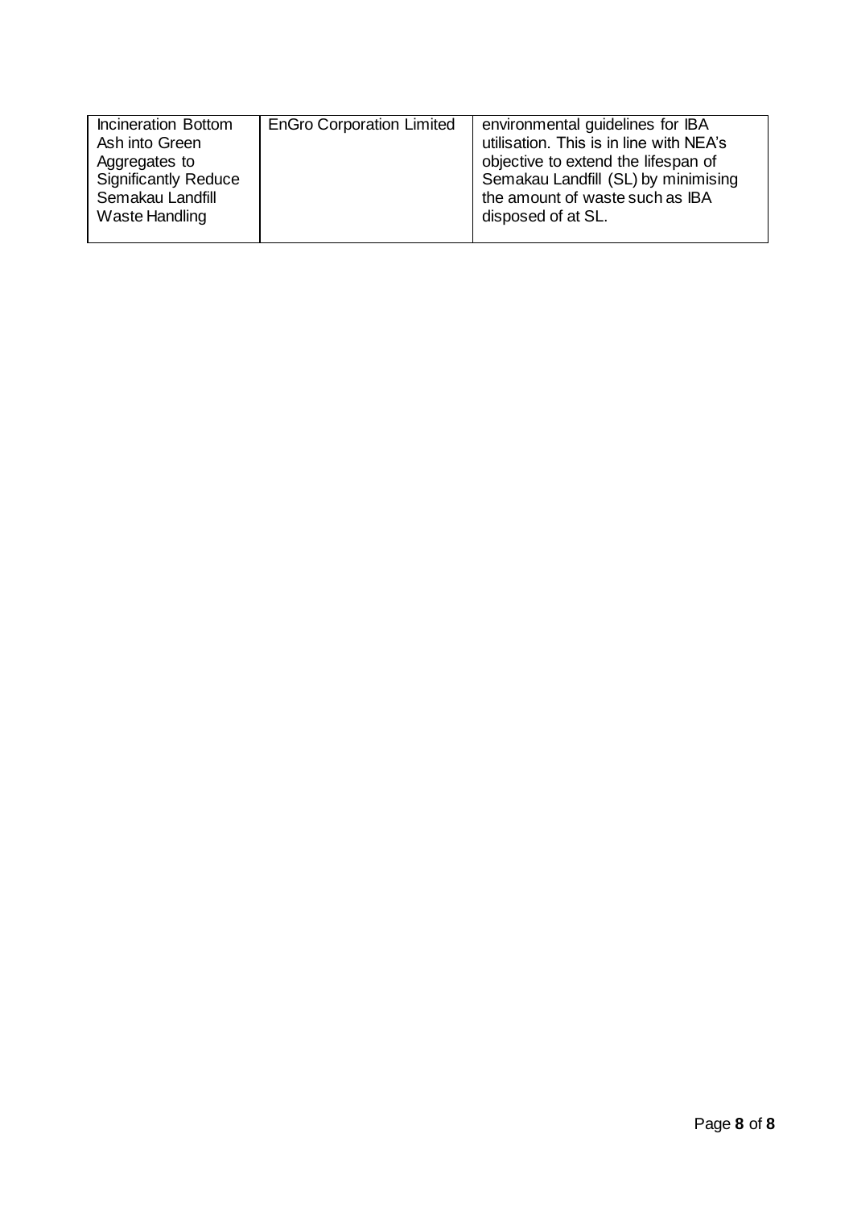| | | |
|---|---|---|
| Incineration Bottom Ash into Green Aggregates to Significantly Reduce Semakau Landfill Waste Handling | EnGro Corporation Limited | environmental guidelines for IBA utilisation. This is in line with NEA's objective to extend the lifespan of Semakau Landfill (SL) by minimising the amount of waste such as IBA disposed of at SL. |